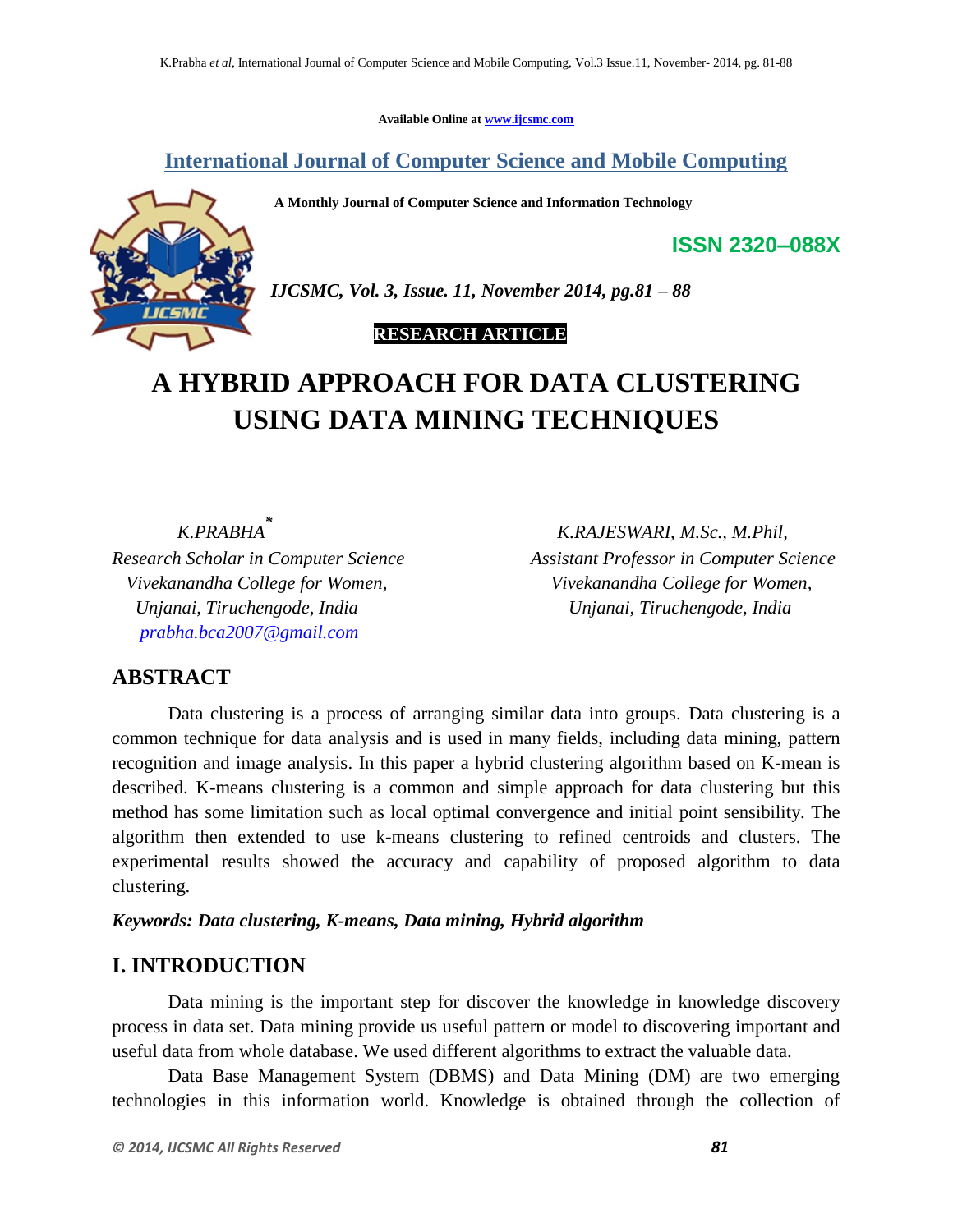Available Online at www.ijcsmc.com

# International Journal of Computer Science and Mobile Computing

**A Monthly Journal of Computer Science and Information Technology**

**ISSN 2320–088X**

***IJCSMC, Vol. 3, Issue. 11, November 2014, pg.81 – 88***

**RESEARCH ARTICLE**

# A HYBRID APPROACH FOR DATA CLUSTERING USING DATA MINING TECHNIQUES

*K.PRABHA*[*]
*Research Scholar in Computer Science*
*Vivekanandha College for Women,*
*Unjanai, Tiruchengode, India*
*prabha.bca2007@gmail.com*

*K.RAJESWARI, M.Sc., M.Phil,*
*Assistant Professor in Computer Science*
*Vivekanandha College for Women,*
*Unjanai, Tiruchengode, India*

## ABSTRACT

Data clustering is a process of arranging similar data into groups. Data clustering is a common technique for data analysis and is used in many fields, including data mining, pattern recognition and image analysis. In this paper a hybrid clustering algorithm based on K-mean is described. K-means clustering is a common and simple approach for data clustering but this method has some limitation such as local optimal convergence and initial point sensibility. The algorithm then extended to use k-means clustering to refined centroids and clusters. The experimental results showed the accuracy and capability of proposed algorithm to data clustering.

***Keywords: Data clustering, K-means, Data mining, Hybrid algorithm***

## I. INTRODUCTION

Data mining is the important step for discover the knowledge in knowledge discovery process in data set. Data mining provide us useful pattern or model to discovering important and useful data from whole database. We used different algorithms to extract the valuable data.

Data Base Management System (DBMS) and Data Mining (DM) are two emerging technologies in this information world. Knowledge is obtained through the collection of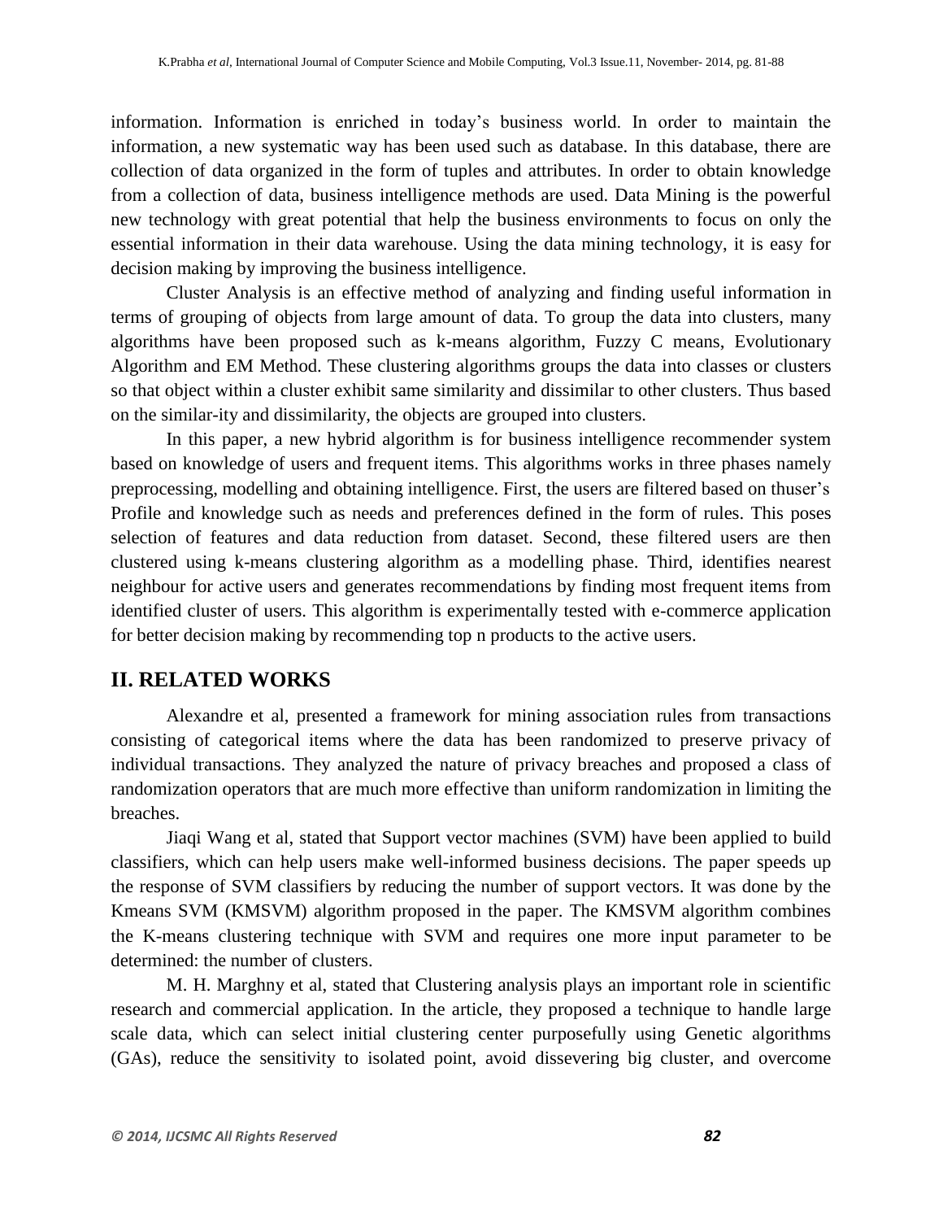information. Information is enriched in today's business world. In order to maintain the information, a new systematic way has been used such as database. In this database, there are collection of data organized in the form of tuples and attributes. In order to obtain knowledge from a collection of data, business intelligence methods are used. Data Mining is the powerful new technology with great potential that help the business environments to focus on only the essential information in their data warehouse. Using the data mining technology, it is easy for decision making by improving the business intelligence.

Cluster Analysis is an effective method of analyzing and finding useful information in terms of grouping of objects from large amount of data. To group the data into clusters, many algorithms have been proposed such as k-means algorithm, Fuzzy C means, Evolutionary Algorithm and EM Method. These clustering algorithms groups the data into classes or clusters so that object within a cluster exhibit same similarity and dissimilar to other clusters. Thus based on the similar-ity and dissimilarity, the objects are grouped into clusters.

In this paper, a new hybrid algorithm is for business intelligence recommender system based on knowledge of users and frequent items. This algorithms works in three phases namely preprocessing, modelling and obtaining intelligence. First, the users are filtered based on thuser's Profile and knowledge such as needs and preferences defined in the form of rules. This poses selection of features and data reduction from dataset. Second, these filtered users are then clustered using k-means clustering algorithm as a modelling phase. Third, identifies nearest neighbour for active users and generates recommendations by finding most frequent items from identified cluster of users. This algorithm is experimentally tested with e-commerce application for better decision making by recommending top n products to the active users.

## II. RELATED WORKS

Alexandre et al, presented a framework for mining association rules from transactions consisting of categorical items where the data has been randomized to preserve privacy of individual transactions. They analyzed the nature of privacy breaches and proposed a class of randomization operators that are much more effective than uniform randomization in limiting the breaches.

Jiaqi Wang et al, stated that Support vector machines (SVM) have been applied to build classifiers, which can help users make well-informed business decisions. The paper speeds up the response of SVM classifiers by reducing the number of support vectors. It was done by the Kmeans SVM (KMSVM) algorithm proposed in the paper. The KMSVM algorithm combines the K-means clustering technique with SVM and requires one more input parameter to be determined: the number of clusters.

M. H. Marghny et al, stated that Clustering analysis plays an important role in scientific research and commercial application. In the article, they proposed a technique to handle large scale data, which can select initial clustering center purposefully using Genetic algorithms (GAs), reduce the sensitivity to isolated point, avoid dissevering big cluster, and overcome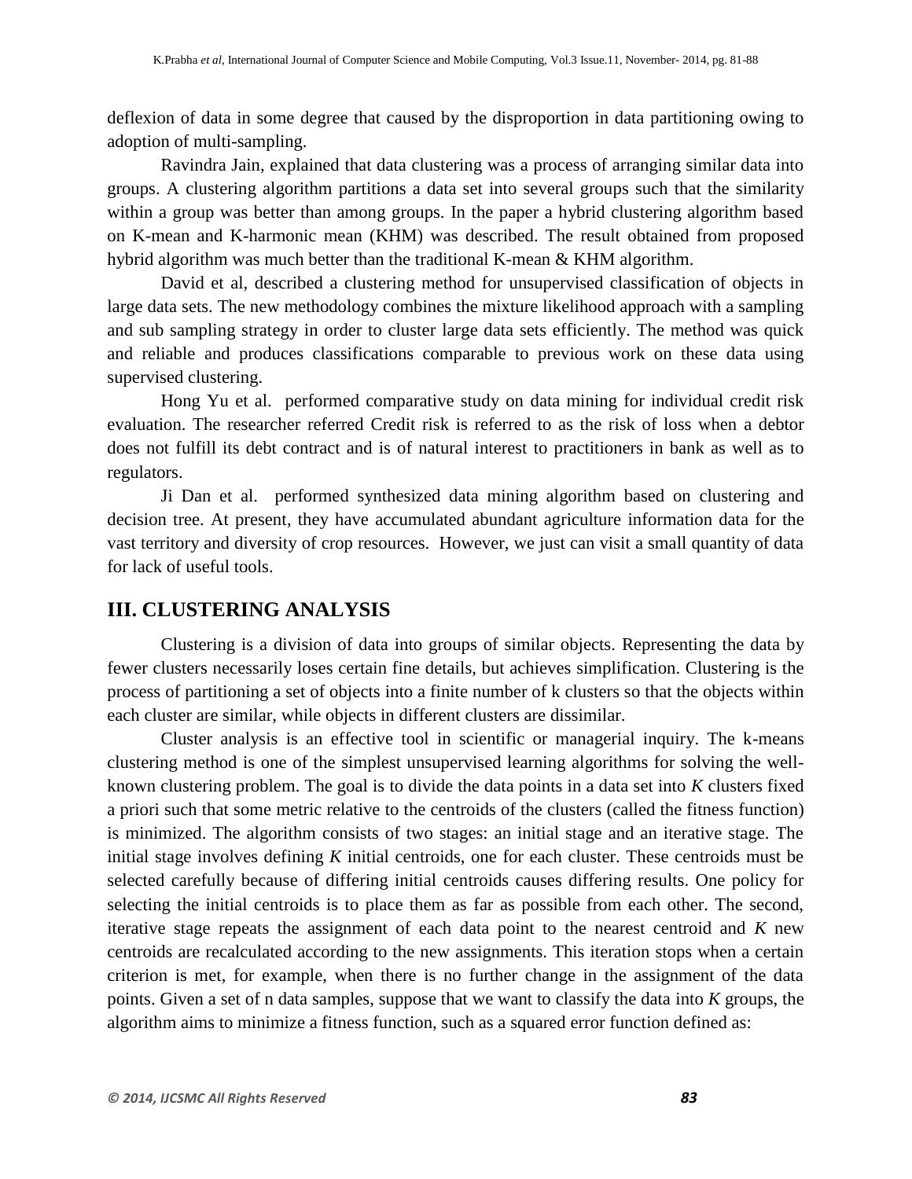deflexion of data in some degree that caused by the disproportion in data partitioning owing to adoption of multi-sampling.

Ravindra Jain, explained that data clustering was a process of arranging similar data into groups. A clustering algorithm partitions a data set into several groups such that the similarity within a group was better than among groups. In the paper a hybrid clustering algorithm based on K-mean and K-harmonic mean (KHM) was described. The result obtained from proposed hybrid algorithm was much better than the traditional K-mean & KHM algorithm.

David et al, described a clustering method for unsupervised classification of objects in large data sets. The new methodology combines the mixture likelihood approach with a sampling and sub sampling strategy in order to cluster large data sets efficiently. The method was quick and reliable and produces classifications comparable to previous work on these data using supervised clustering.

Hong Yu et al. performed comparative study on data mining for individual credit risk evaluation. The researcher referred Credit risk is referred to as the risk of loss when a debtor does not fulfill its debt contract and is of natural interest to practitioners in bank as well as to regulators.

Ji Dan et al. performed synthesized data mining algorithm based on clustering and decision tree. At present, they have accumulated abundant agriculture information data for the vast territory and diversity of crop resources. However, we just can visit a small quantity of data for lack of useful tools.

## III. CLUSTERING ANALYSIS

Clustering is a division of data into groups of similar objects. Representing the data by fewer clusters necessarily loses certain fine details, but achieves simplification. Clustering is the process of partitioning a set of objects into a finite number of k clusters so that the objects within each cluster are similar, while objects in different clusters are dissimilar.

Cluster analysis is an effective tool in scientific or managerial inquiry. The k-means clustering method is one of the simplest unsupervised learning algorithms for solving the well-known clustering problem. The goal is to divide the data points in a data set into $K$ clusters fixed a priori such that some metric relative to the centroids of the clusters (called the fitness function) is minimized. The algorithm consists of two stages: an initial stage and an iterative stage. The initial stage involves defining $K$ initial centroids, one for each cluster. These centroids must be selected carefully because of differing initial centroids causes differing results. One policy for selecting the initial centroids is to place them as far as possible from each other. The second, iterative stage repeats the assignment of each data point to the nearest centroid and $K$ new centroids are recalculated according to the new assignments. This iteration stops when a certain criterion is met, for example, when there is no further change in the assignment of the data points. Given a set of n data samples, suppose that we want to classify the data into $K$ groups, the algorithm aims to minimize a fitness function, such as a squared error function defined as: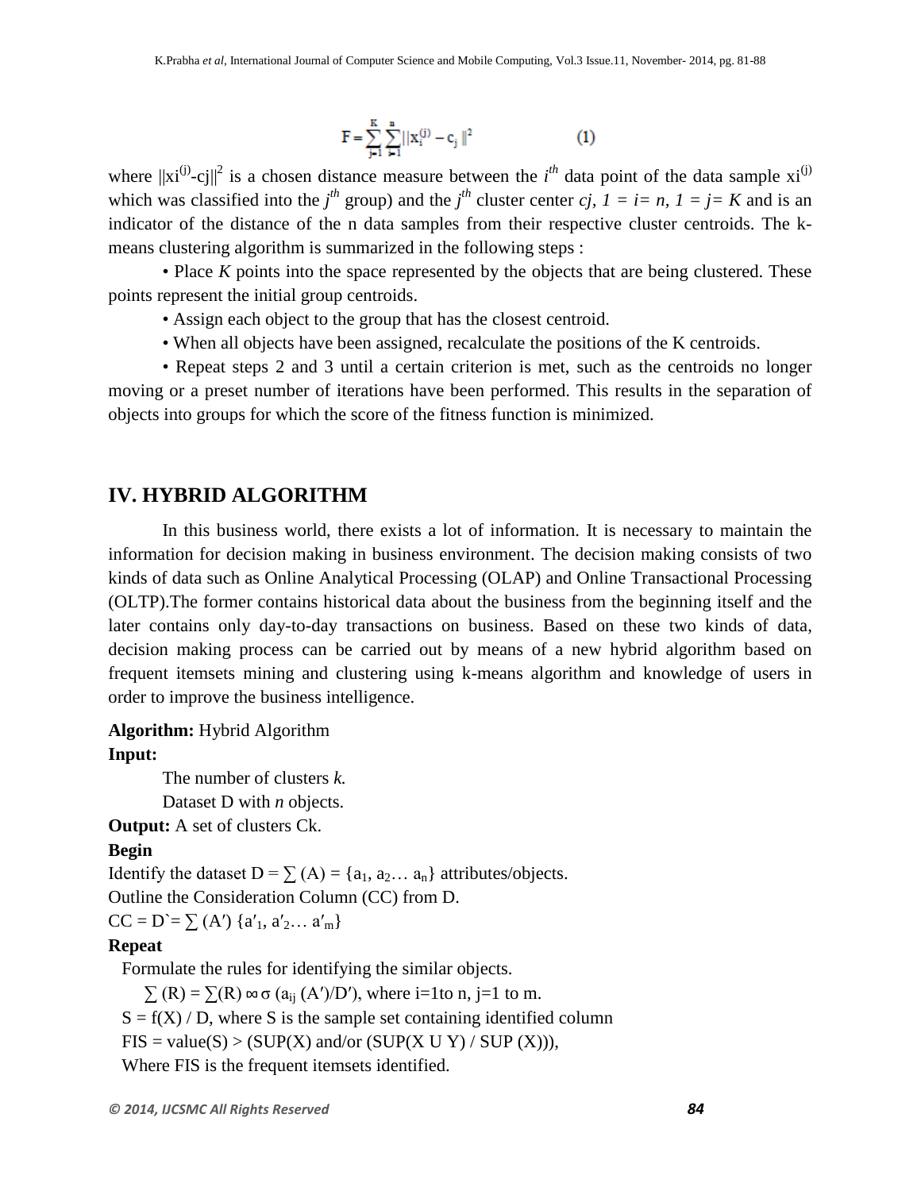$$F = \sum_{j=1}^{K} \sum_{i=1}^{n} ||x_i^{(j)} - c_j||^2 \qquad (1)$$

where $||xi^{(j)}-cj||^2$ is a chosen distance measure between the $i^{th}$ data point of the data sample $xi^{(j)}$ which was classified into the $j^{th}$ group) and the $j^{th}$ cluster center *cj, 1 = i= n, 1 = j= K* and is an indicator of the distance of the n data samples from their respective cluster centroids. The k-means clustering algorithm is summarized in the following steps :

- Place *K* points into the space represented by the objects that are being clustered. These points represent the initial group centroids.
- Assign each object to the group that has the closest centroid.
- When all objects have been assigned, recalculate the positions of the K centroids.
- Repeat steps 2 and 3 until a certain criterion is met, such as the centroids no longer moving or a preset number of iterations have been performed. This results in the separation of objects into groups for which the score of the fitness function is minimized.

## IV. HYBRID ALGORITHM

In this business world, there exists a lot of information. It is necessary to maintain the information for decision making in business environment. The decision making consists of two kinds of data such as Online Analytical Processing (OLAP) and Online Transactional Processing (OLTP).The former contains historical data about the business from the beginning itself and the later contains only day-to-day transactions on business. Based on these two kinds of data, decision making process can be carried out by means of a new hybrid algorithm based on frequent itemsets mining and clustering using k-means algorithm and knowledge of users in order to improve the business intelligence.

**Algorithm:** Hybrid Algorithm

**Input:**

The number of clusters *k.*

Dataset D with *n* objects.

**Output:** A set of clusters Ck.

**Begin**

Identify the dataset $D = \sum (A) = \{a_1, a_2\ldots a_n\}$ attributes/objects.

Outline the Consideration Column (CC) from D.

$CC = D` = \sum (A') \{a'_1, a'_2\ldots a'_m\}$

**Repeat**

Formulate the rules for identifying the similar objects.

$\sum (R) = \sum(R) \bowtie \sigma\ (a_{ij}\ (A')/D')$, where i=1to n, j=1 to m.

S = f(X) / D, where S is the sample set containing identified column

FIS = value(S) > (SUP(X) and/or (SUP(X U Y) / SUP (X))),

Where FIS is the frequent itemsets identified.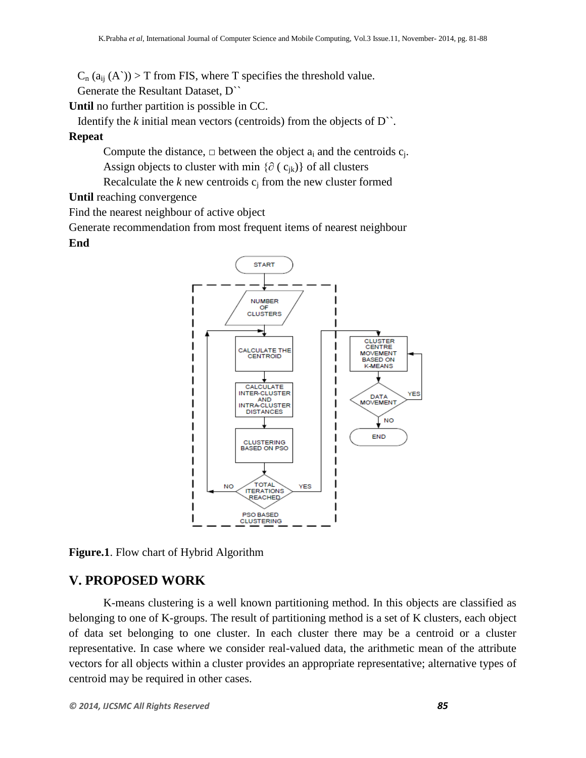$C_n(a_{ij}(A`)) > T$ from FIS, where T specifies the threshold value.

Generate the Resultant Dataset, D``

**Until** no further partition is possible in CC.

Identify the *k* initial mean vectors (centroids) from the objects of D``.

**Repeat**

Compute the distance, □ between the object $a_i$ and the centroids $c_j$.

Assign objects to cluster with min $\{\partial(c_{jk})\}$ of all clusters

Recalculate the *k* new centroids $c_j$ from the new cluster formed

**Until** reaching convergence

Find the nearest neighbour of active object

Generate recommendation from most frequent items of nearest neighbour

**End**

**Figure.1**. Flow chart of Hybrid Algorithm

## V. PROPOSED WORK

K-means clustering is a well known partitioning method. In this objects are classified as belonging to one of K-groups. The result of partitioning method is a set of K clusters, each object of data set belonging to one cluster. In each cluster there may be a centroid or a cluster representative. In case where we consider real-valued data, the arithmetic mean of the attribute vectors for all objects within a cluster provides an appropriate representative; alternative types of centroid may be required in other cases.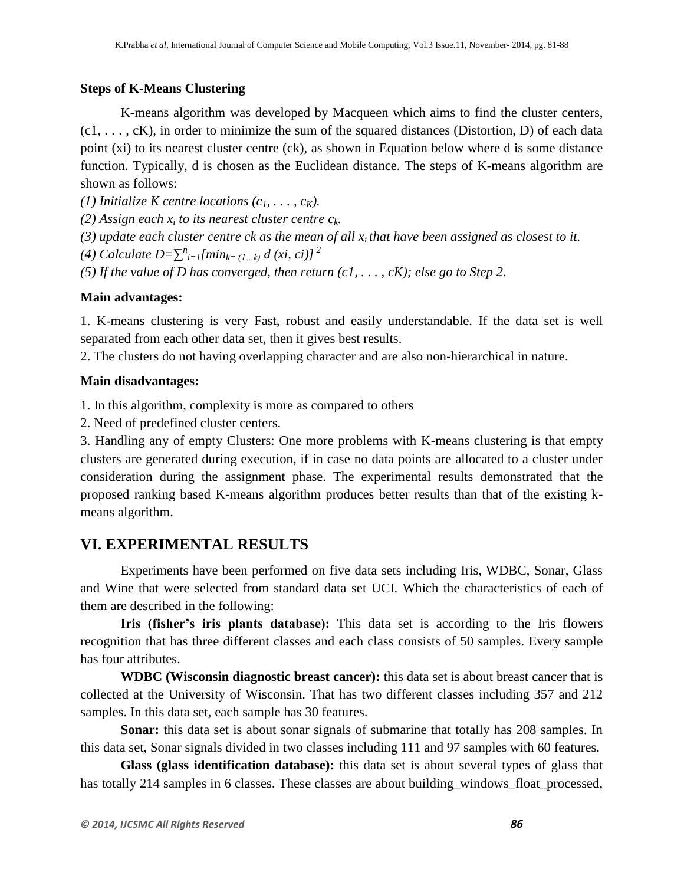### Steps of K-Means Clustering

K-means algorithm was developed by Macqueen which aims to find the cluster centers, (c1, . . . , cK), in order to minimize the sum of the squared distances (Distortion, D) of each data point (xi) to its nearest cluster centre (ck), as shown in Equation below where d is some distance function. Typically, d is chosen as the Euclidean distance. The steps of K-means algorithm are shown as follows:

*(1) Initialize K centre locations ($c_1, \ldots, c_K$).*

*(2) Assign each $x_i$ to its nearest cluster centre $c_k$.*

*(3) update each cluster centre ck as the mean of all $x_i$ that have been assigned as closest to it.*

*(4) Calculate $D=\sum_{i=1}^{n}[min_{k=(1\ldots k)}\, d\,(xi, ci)]^{2}$*

*(5) If the value of D has converged, then return (c1, . . . , cK); else go to Step 2.*

**Main advantages:**

1. K-means clustering is very Fast, robust and easily understandable. If the data set is well separated from each other data set, then it gives best results.
2. The clusters do not having overlapping character and are also non-hierarchical in nature.

**Main disadvantages:**

1. In this algorithm, complexity is more as compared to others
2. Need of predefined cluster centers.
3. Handling any of empty Clusters: One more problems with K-means clustering is that empty clusters are generated during execution, if in case no data points are allocated to a cluster under consideration during the assignment phase. The experimental results demonstrated that the proposed ranking based K-means algorithm produces better results than that of the existing k-means algorithm.

## VI. EXPERIMENTAL RESULTS

Experiments have been performed on five data sets including Iris, WDBC, Sonar, Glass and Wine that were selected from standard data set UCI. Which the characteristics of each of them are described in the following:

**Iris (fisher's iris plants database):** This data set is according to the Iris flowers recognition that has three different classes and each class consists of 50 samples. Every sample has four attributes.

**WDBC (Wisconsin diagnostic breast cancer):** this data set is about breast cancer that is collected at the University of Wisconsin. That has two different classes including 357 and 212 samples. In this data set, each sample has 30 features.

**Sonar:** this data set is about sonar signals of submarine that totally has 208 samples. In this data set, Sonar signals divided in two classes including 111 and 97 samples with 60 features.

**Glass (glass identification database):** this data set is about several types of glass that has totally 214 samples in 6 classes. These classes are about building_windows_float_processed,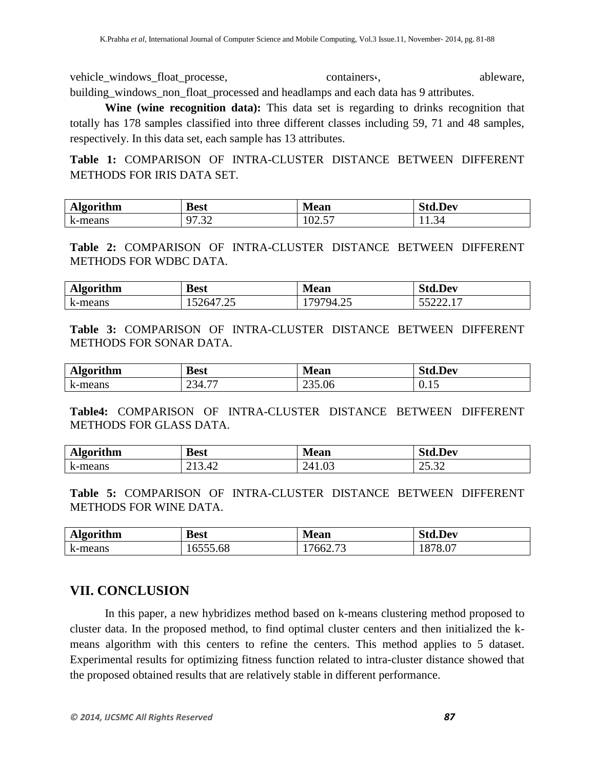vehicle_windows_float_processe, containers‹, ableware, building_windows_non_float_processed and headlamps and each data has 9 attributes.

**Wine (wine recognition data):** This data set is regarding to drinks recognition that totally has 178 samples classified into three different classes including 59, 71 and 48 samples, respectively. In this data set, each sample has 13 attributes.

**Table 1:** COMPARISON OF INTRA-CLUSTER DISTANCE BETWEEN DIFFERENT METHODS FOR IRIS DATA SET.

| **Algorithm** | **Best** | **Mean** | **Std.Dev** |
|---|---|---|---|
| k-means | 97.32 | 102.57 | 11.34 |

**Table 2:** COMPARISON OF INTRA-CLUSTER DISTANCE BETWEEN DIFFERENT METHODS FOR WDBC DATA.

| **Algorithm** | **Best** | **Mean** | **Std.Dev** |
|---|---|---|---|
| k-means | 152647.25 | 179794.25 | 55222.17 |

**Table 3:** COMPARISON OF INTRA-CLUSTER DISTANCE BETWEEN DIFFERENT METHODS FOR SONAR DATA.

| **Algorithm** | **Best** | **Mean** | **Std.Dev** |
|---|---|---|---|
| k-means | 234.77 | 235.06 | 0.15 |

**Table4:** COMPARISON OF INTRA-CLUSTER DISTANCE BETWEEN DIFFERENT METHODS FOR GLASS DATA.

| **Algorithm** | **Best** | **Mean** | **Std.Dev** |
|---|---|---|---|
| k-means | 213.42 | 241.03 | 25.32 |

**Table 5:** COMPARISON OF INTRA-CLUSTER DISTANCE BETWEEN DIFFERENT METHODS FOR WINE DATA.

| **Algorithm** | **Best** | **Mean** | **Std.Dev** |
|---|---|---|---|
| k-means | 16555.68 | 17662.73 | 1878.07 |

## VII. CONCLUSION

In this paper, a new hybridizes method based on k-means clustering method proposed to cluster data. In the proposed method, to find optimal cluster centers and then initialized the k-means algorithm with this centers to refine the centers. This method applies to 5 dataset. Experimental results for optimizing fitness function related to intra-cluster distance showed that the proposed obtained results that are relatively stable in different performance.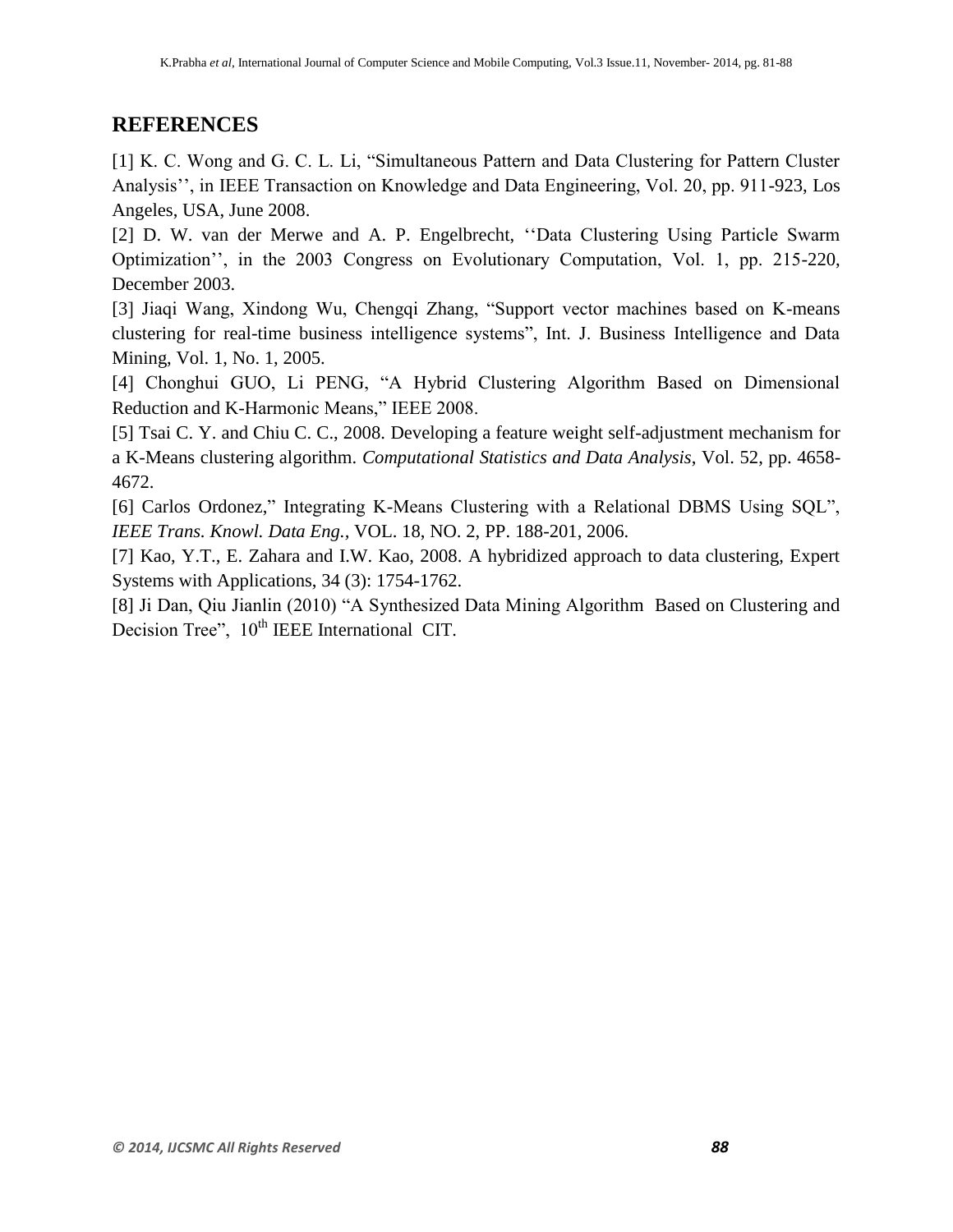## REFERENCES

[1] K. C. Wong and G. C. L. Li, "Simultaneous Pattern and Data Clustering for Pattern Cluster Analysis'', in IEEE Transaction on Knowledge and Data Engineering, Vol. 20, pp. 911-923, Los Angeles, USA, June 2008.

[2] D. W. van der Merwe and A. P. Engelbrecht, ''Data Clustering Using Particle Swarm Optimization'', in the 2003 Congress on Evolutionary Computation, Vol. 1, pp. 215-220, December 2003.

[3] Jiaqi Wang, Xindong Wu, Chengqi Zhang, "Support vector machines based on K-means clustering for real-time business intelligence systems", Int. J. Business Intelligence and Data Mining, Vol. 1, No. 1, 2005.

[4] Chonghui GUO, Li PENG, "A Hybrid Clustering Algorithm Based on Dimensional Reduction and K-Harmonic Means," IEEE 2008.

[5] Tsai C. Y. and Chiu C. C., 2008. Developing a feature weight self-adjustment mechanism for a K-Means clustering algorithm. *Computational Statistics and Data Analysis*, Vol. 52, pp. 4658-4672.

[6] Carlos Ordonez," Integrating K-Means Clustering with a Relational DBMS Using SQL", *IEEE Trans. Knowl. Data Eng.*, VOL. 18, NO. 2, PP. 188-201, 2006.

[7] Kao, Y.T., E. Zahara and I.W. Kao, 2008. A hybridized approach to data clustering, Expert Systems with Applications, 34 (3): 1754-1762.

[8] Ji Dan, Qiu Jianlin (2010) "A Synthesized Data Mining Algorithm Based on Clustering and Decision Tree", 10th IEEE International CIT.